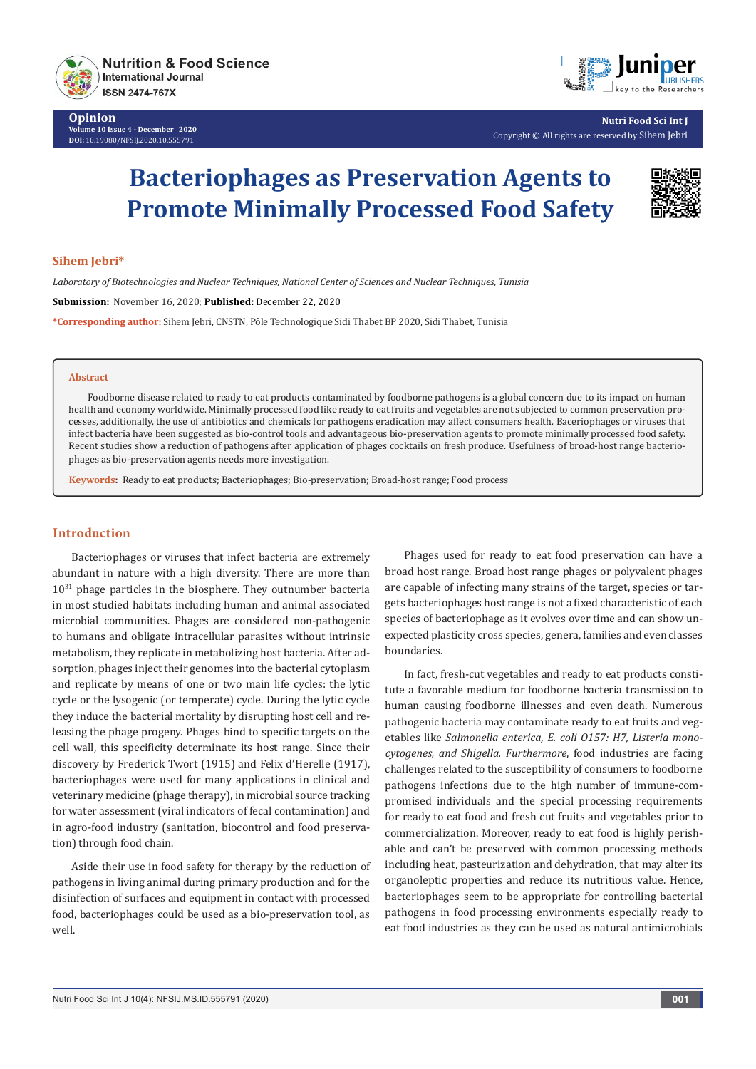# Bacteriophages as Preservation Agents to Promote Minimally Processed Food Safety

**Sihem Jebri***

*Laboratory of Biotechnologies and Nuclear Techniques, National Center of Sciences and Nuclear Techniques, Tunisia*

**Submission:** November 16, 2020; **Published:** December 22, 2020

***Corresponding author:** Sihem Jebri, CNSTN, Pôle Technologique Sidi Thabet BP 2020, Sidi Thabet, Tunisia

## Abstract

Foodborne disease related to ready to eat products contaminated by foodborne pathogens is a global concern due to its impact on human health and economy worldwide. Minimally processed food like ready to eat fruits and vegetables are not subjected to common preservation processes, additionally, the use of antibiotics and chemicals for pathogens eradication may affect consumers health. Baceriophages or viruses that infect bacteria have been suggested as bio-control tools and advantageous bio-preservation agents to promote minimally processed food safety. Recent studies show a reduction of pathogens after application of phages cocktails on fresh produce. Usefulness of broad-host range bacteriophages as bio-preservation agents needs more investigation.

**Keywords:** Ready to eat products; Bacteriophages; Bio-preservation; Broad-host range; Food process

## Introduction

Bacteriophages or viruses that infect bacteria are extremely abundant in nature with a high diversity. There are more than $10^{31}$ phage particles in the biosphere. They outnumber bacteria in most studied habitats including human and animal associated microbial communities. Phages are considered non-pathogenic to humans and obligate intracellular parasites without intrinsic metabolism, they replicate in metabolizing host bacteria. After adsorption, phages inject their genomes into the bacterial cytoplasm and replicate by means of one or two main life cycles: the lytic cycle or the lysogenic (or temperate) cycle. During the lytic cycle they induce the bacterial mortality by disrupting host cell and releasing the phage progeny. Phages bind to specific targets on the cell wall, this specificity determinate its host range. Since their discovery by Frederick Twort (1915) and Felix d'Herelle (1917), bacteriophages were used for many applications in clinical and veterinary medicine (phage therapy), in microbial source tracking for water assessment (viral indicators of fecal contamination) and in agro-food industry (sanitation, biocontrol and food preservation) through food chain.

Aside their use in food safety for therapy by the reduction of pathogens in living animal during primary production and for the disinfection of surfaces and equipment in contact with processed food, bacteriophages could be used as a bio-preservation tool, as well.

Phages used for ready to eat food preservation can have a broad host range. Broad host range phages or polyvalent phages are capable of infecting many strains of the target, species or targets bacteriophages host range is not a fixed characteristic of each species of bacteriophage as it evolves over time and can show unexpected plasticity cross species, genera, families and even classes boundaries.

In fact, fresh-cut vegetables and ready to eat products constitute a favorable medium for foodborne bacteria transmission to human causing foodborne illnesses and even death. Numerous pathogenic bacteria may contaminate ready to eat fruits and vegetables like *Salmonella enterica, E. coli O157: H7, Listeria monocytogenes, and Shigella. Furthermore*, food industries are facing challenges related to the susceptibility of consumers to foodborne pathogens infections due to the high number of immune-compromised individuals and the special processing requirements for ready to eat food and fresh cut fruits and vegetables prior to commercialization. Moreover, ready to eat food is highly perishable and can't be preserved with common processing methods including heat, pasteurization and dehydration, that may alter its organoleptic properties and reduce its nutritious value. Hence, bacteriophages seem to be appropriate for controlling bacterial pathogens in food processing environments especially ready to eat food industries as they can be used as natural antimicrobials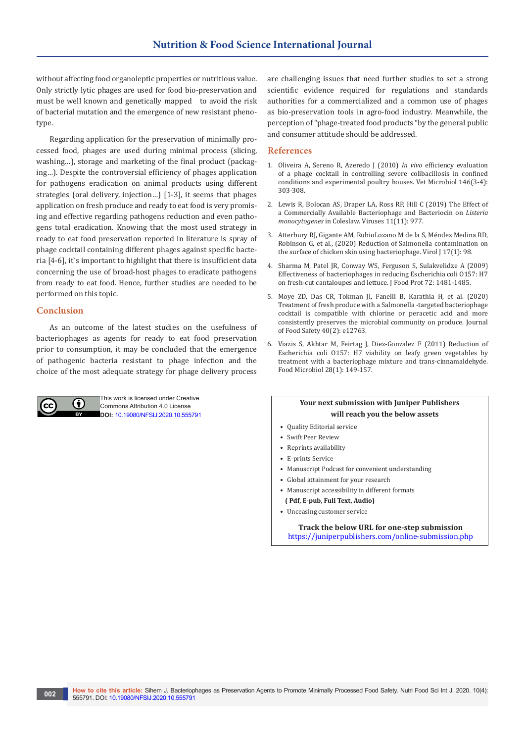without affecting food organoleptic properties or nutritious value. Only strictly lytic phages are used for food bio-preservation and must be well known and genetically mapped to avoid the risk of bacterial mutation and the emergence of new resistant phenotype.

Regarding application for the preservation of minimally processed food, phages are used during minimal process (slicing, washing…), storage and marketing of the final product (packaging…). Despite the controversial efficiency of phages application for pathogens eradication on animal products using different strategies (oral delivery, injection…) [1-3], it seems that phages application on fresh produce and ready to eat food is very promising and effective regarding pathogens reduction and even pathogens total eradication. Knowing that the most used strategy in ready to eat food preservation reported in literature is spray of phage cocktail containing different phages against specific bacteria [4-6], it`s important to highlight that there is insufficient data concerning the use of broad-host phages to eradicate pathogens from ready to eat food. Hence, further studies are needed to be performed on this topic.

## Conclusion

As an outcome of the latest studies on the usefulness of bacteriophages as agents for ready to eat food preservation prior to consumption, it may be concluded that the emergence of pathogenic bacteria resistant to phage infection and the choice of the most adequate strategy for phage delivery process are challenging issues that need further studies to set a strong scientific evidence required for regulations and standards authorities for a commercialized and a common use of phages as bio-preservation tools in agro-food industry. Meanwhile, the perception of "phage-treated food products "by the general public and consumer attitude should be addressed.

## References

1. Oliveira A, Sereno R, Azeredo J (2010) *In vivo* efficiency evaluation of a phage cocktail in controlling severe colibacillosis in confined conditions and experimental poultry houses. Vet Microbiol 146(3-4): 303-308.
2. Lewis R, Bolocan AS, Draper LA, Ross RP, Hill C (2019) The Effect of a Commercially Available Bacteriophage and Bacteriocin on *Listeria monocytogenes* in Coleslaw. Viruses 11(11): 977.
3. Atterbury RJ, Gigante AM, RubioLozano M de la S, Méndez Medina RD, Robinson G, et al., (2020) Reduction of Salmonella contamination on the surface of chicken skin using bacteriophage. Virol J 17(1): 98.
4. Sharma M, Patel JR, Conway WS, Ferguson S, Sulakvelidze A (2009) Effectiveness of bacteriophages in reducing Escherichia coli O157: H7 on fresh-cut cantaloupes and lettuce. J Food Prot 72: 1481-1485.
5. Moye ZD, Das CR, Tokman JI, Fanelli B, Karathia H, et al. (2020) Treatment of fresh produce with a Salmonella -targeted bacteriophage cocktail is compatible with chlorine or peracetic acid and more consistently preserves the microbial community on produce. Journal of Food Safety 40(2): e12763.
6. Viazis S, Akhtar M, Feirtag J, Diez-Gonzalez F (2011) Reduction of Escherichia coli O157: H7 viability on leafy green vegetables by treatment with a bacteriophage mixture and trans-cinnamaldehyde. Food Microbiol 28(1): 149-157.

This work is licensed under Creative Commons Attribution 4.0 License
**DOI:** 10.19080/NFSIJ.2020.10.555791

**Your next submission with Juniper Publishers will reach you the below assets**

- Quality Editorial service
- Swift Peer Review
- Reprints availability
- E-prints Service
- Manuscript Podcast for convenient understanding
- Global attainment for your research
- Manuscript accessibility in different formats
  **( Pdf, E-pub, Full Text, Audio)**
- Unceasing customer service

**Track the below URL for one-step submission**
https://juniperpublishers.com/online-submission.php

**How to cite this article:** Sihem J. Bacteriophages as Preservation Agents to Promote Minimally Processed Food Safety. Nutri Food Sci Int J. 2020. 10(4): 555791. DOI: 10.19080/NFSIJ.2020.10.555791